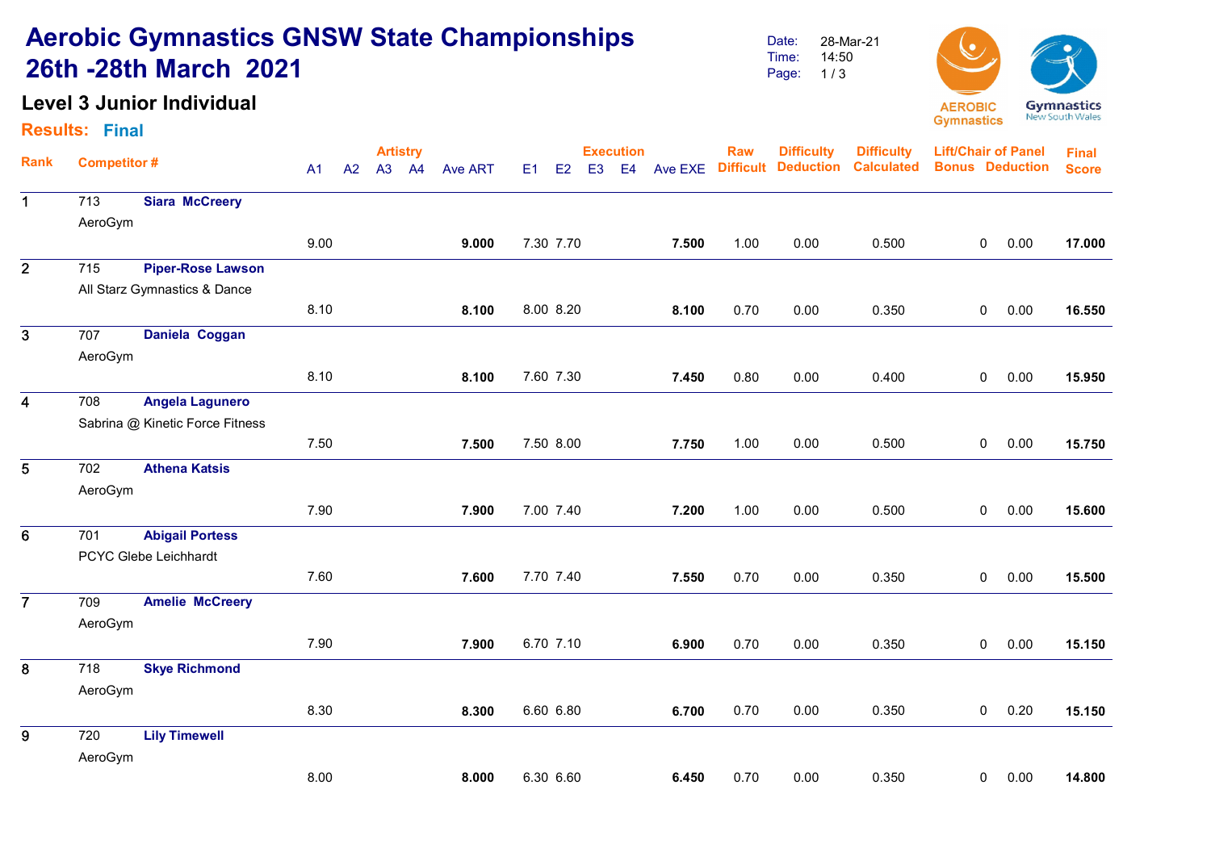# Aerobic Gymnastics GNSW State Championships 26th -28th March 2021

Date: 28-Mar-21
Time: 14:50

## Level 3 Junior Individual

**Results: Final**

| Rank | Competitor # | | Artistry A1 | A2 | A3 | A4 | Ave ART | Execution E1 | E2 | E3 | E4 | Ave EXE | Raw Difficult | Difficulty Deduction | Difficulty Calculated | Lift/Chair of Panel Bonus | Deduction | Final Score |
|---|---|---|---|---|---|---|---|---|---|---|---|---|---|---|---|---|---|---|
| 1 | 713 | **Siara McCreery** AeroGym | 9.00 | | | | **9.000** | 7.30 | 7.70 | | | **7.500** | 1.00 | 0.00 | 0.500 | 0 | 0.00 | **17.000** |
| 2 | 715 | **Piper-Rose Lawson** All Starz Gymnastics & Dance | 8.10 | | | | **8.100** | 8.00 | 8.20 | | | **8.100** | 0.70 | 0.00 | 0.350 | 0 | 0.00 | **16.550** |
| 3 | 707 | **Daniela Coggan** AeroGym | 8.10 | | | | **8.100** | 7.60 | 7.30 | | | **7.450** | 0.80 | 0.00 | 0.400 | 0 | 0.00 | **15.950** |
| 4 | 708 | **Angela Lagunero** Sabrina @ Kinetic Force Fitness | 7.50 | | | | **7.500** | 7.50 | 8.00 | | | **7.750** | 1.00 | 0.00 | 0.500 | 0 | 0.00 | **15.750** |
| 5 | 702 | **Athena Katsis** AeroGym | 7.90 | | | | **7.900** | 7.00 | 7.40 | | | **7.200** | 1.00 | 0.00 | 0.500 | 0 | 0.00 | **15.600** |
| 6 | 701 | **Abigail Portess** PCYC Glebe Leichhardt | 7.60 | | | | **7.600** | 7.70 | 7.40 | | | **7.550** | 0.70 | 0.00 | 0.350 | 0 | 0.00 | **15.500** |
| 7 | 709 | **Amelie McCreery** AeroGym | 7.90 | | | | **7.900** | 6.70 | 7.10 | | | **6.900** | 0.70 | 0.00 | 0.350 | 0 | 0.00 | **15.150** |
| 8 | 718 | **Skye Richmond** AeroGym | 8.30 | | | | **8.300** | 6.60 | 6.80 | | | **6.700** | 0.70 | 0.00 | 0.350 | 0 | 0.20 | **15.150** |
| 9 | 720 | **Lily Timewell** AeroGym | 8.00 | | | | **8.000** | 6.30 | 6.60 | | | **6.450** | 0.70 | 0.00 | 0.350 | 0 | 0.00 | **14.800** |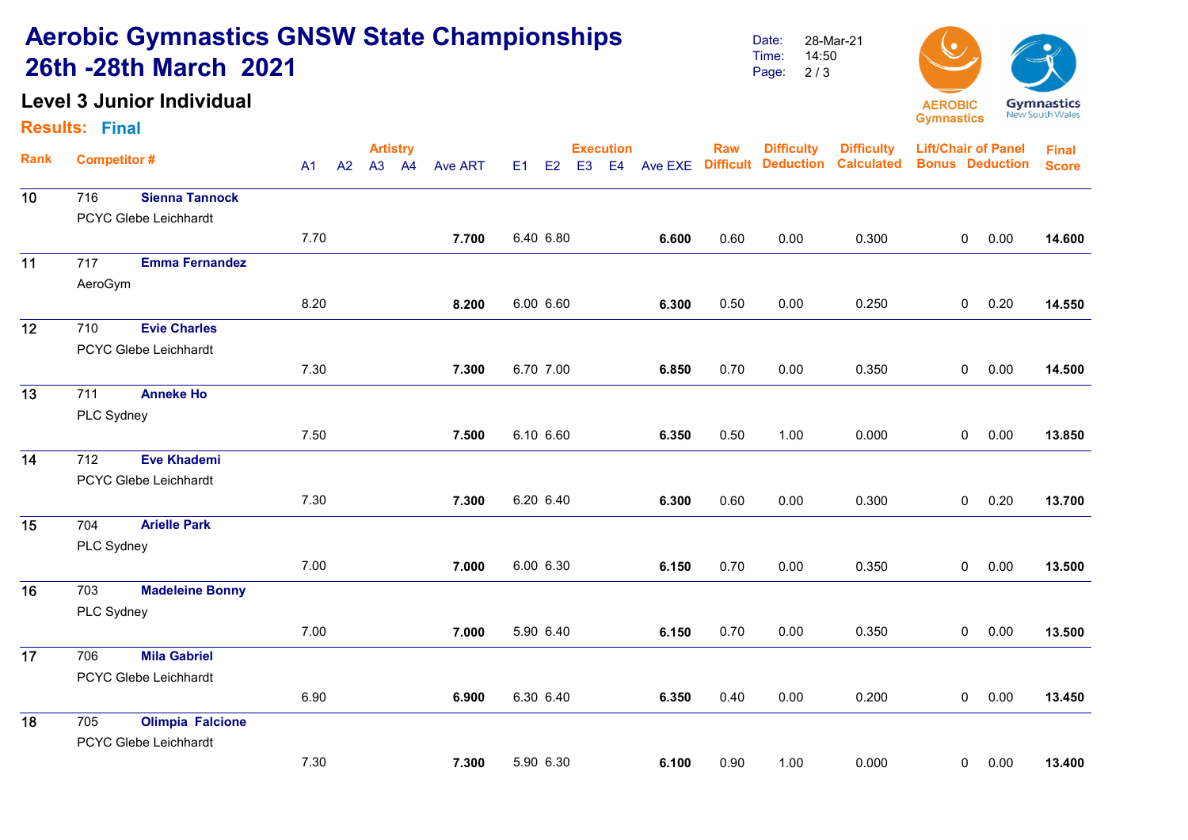# Aerobic Gymnastics GNSW State Championships 26th -28th March 2021

Date: 28-Mar-21
Time: 14:50

## Level 3 Junior Individual

**Results: Final**

| Rank | Competitor # | | Artistry A1 | A2 | A3 | A4 | Ave ART | Execution E1 | E2 | E3 | E4 | Ave EXE | Raw Difficult | Difficulty Deduction | Difficulty Calculated | Lift/Chair of Panel Bonus | Deduction | Final Score |
|---|---|---|---|---|---|---|---|---|---|---|---|---|---|---|---|---|---|---|
| 10 | 716 | **Sienna Tannock**<br>PCYC Glebe Leichhardt | 7.70 | | | | **7.700** | 6.40 | 6.80 | | | **6.600** | 0.60 | 0.00 | 0.300 | 0 | 0.00 | **14.600** |
| 11 | 717 | **Emma Fernandez**<br>AeroGym | 8.20 | | | | **8.200** | 6.00 | 6.60 | | | **6.300** | 0.50 | 0.00 | 0.250 | 0 | 0.20 | **14.550** |
| 12 | 710 | **Evie Charles**<br>PCYC Glebe Leichhardt | 7.30 | | | | **7.300** | 6.70 | 7.00 | | | **6.850** | 0.70 | 0.00 | 0.350 | 0 | 0.00 | **14.500** |
| 13 | 711 | **Anneke Ho**<br>PLC Sydney | 7.50 | | | | **7.500** | 6.10 | 6.60 | | | **6.350** | 0.50 | 1.00 | 0.000 | 0 | 0.00 | **13.850** |
| 14 | 712 | **Eve Khademi**<br>PCYC Glebe Leichhardt | 7.30 | | | | **7.300** | 6.20 | 6.40 | | | **6.300** | 0.60 | 0.00 | 0.300 | 0 | 0.20 | **13.700** |
| 15 | 704 | **Arielle Park**<br>PLC Sydney | 7.00 | | | | **7.000** | 6.00 | 6.30 | | | **6.150** | 0.70 | 0.00 | 0.350 | 0 | 0.00 | **13.500** |
| 16 | 703 | **Madeleine Bonny**<br>PLC Sydney | 7.00 | | | | **7.000** | 5.90 | 6.40 | | | **6.150** | 0.70 | 0.00 | 0.350 | 0 | 0.00 | **13.500** |
| 17 | 706 | **Mila Gabriel**<br>PCYC Glebe Leichhardt | 6.90 | | | | **6.900** | 6.30 | 6.40 | | | **6.350** | 0.40 | 0.00 | 0.200 | 0 | 0.00 | **13.450** |
| 18 | 705 | **Olimpia Falcione**<br>PCYC Glebe Leichhardt | 7.30 | | | | **7.300** | 5.90 | 6.30 | | | **6.100** | 0.90 | 1.00 | 0.000 | 0 | 0.00 | **13.400** |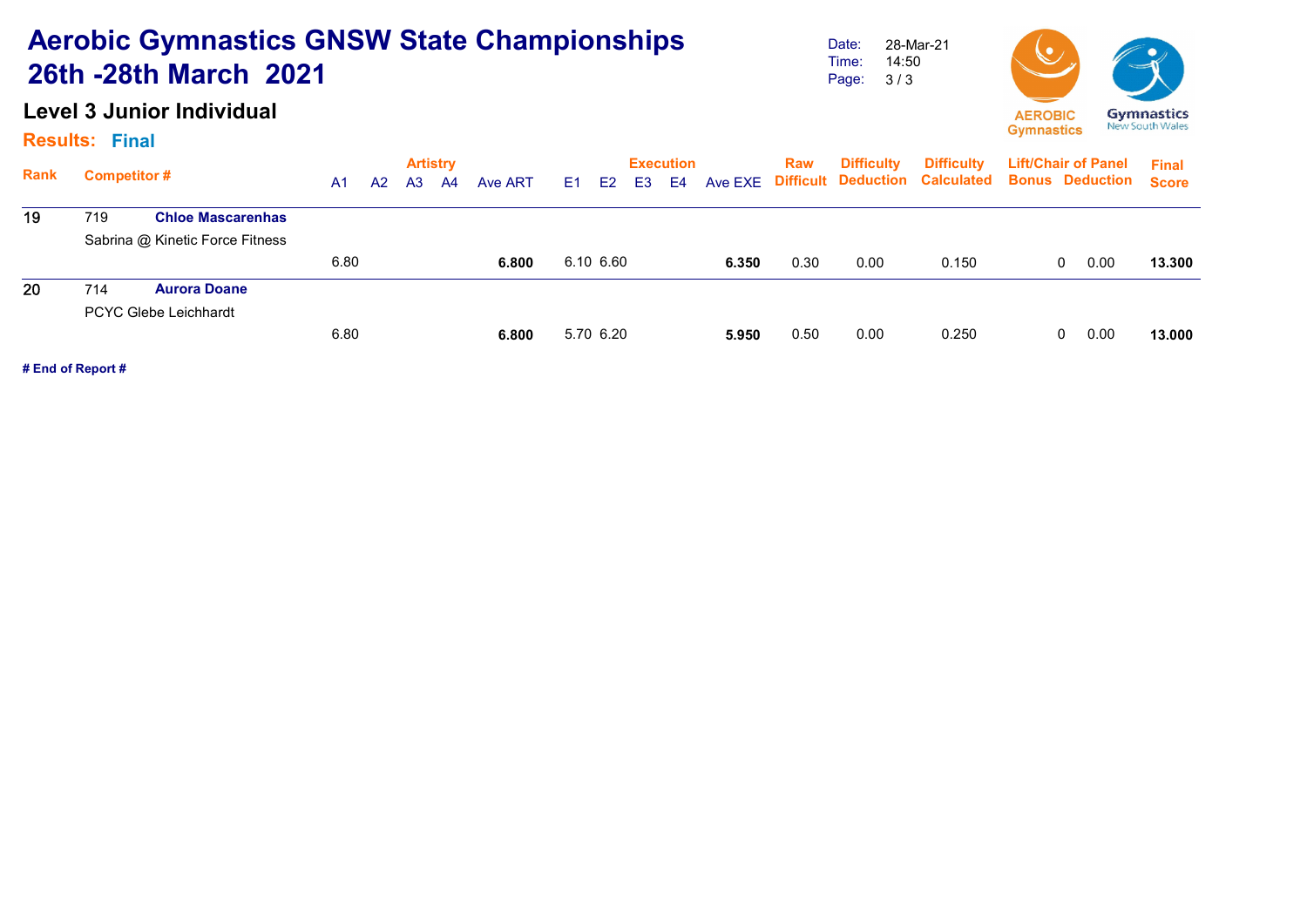# Aerobic Gymnastics GNSW State Championships 26th -28th March 2021

Date: 28-Mar-21
Time: 14:50

AEROBIC Gymnastics

Gymnastics New South Wales

## Level 3 Junior Individual

**Results: Final**

| Rank | Competitor # | | Artistry A1 | A2 | A3 | A4 | Ave ART | Execution E1 | E2 | E3 | E4 | Ave EXE | Raw Difficult | Difficulty Deduction | Difficulty Calculated | Lift/Chair of Panel Bonus | Deduction | Final Score |
|---|---|---|---|---|---|---|---|---|---|---|---|---|---|---|---|---|---|---|
| 19 | 719 | **Chloe Mascarenhas** Sabrina @ Kinetic Force Fitness | 6.80 | | | | **6.800** | 6.10 | 6.60 | | | **6.350** | 0.30 | 0.00 | 0.150 | 0 | 0.00 | **13.300** |
| 20 | 714 | **Aurora Doane** PCYC Glebe Leichhardt | 6.80 | | | | **6.800** | 5.70 | 6.20 | | | **5.950** | 0.50 | 0.00 | 0.250 | 0 | 0.00 | **13.000** |

**# End of Report #**